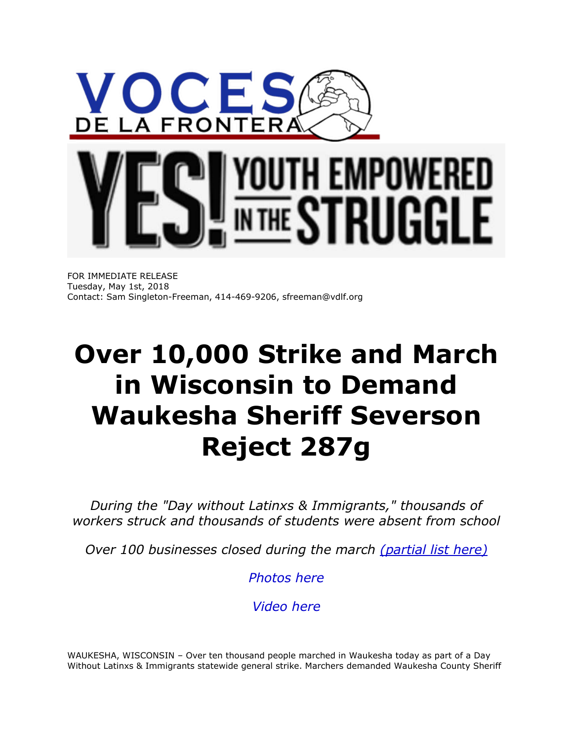VOCES DE LA FRONTERA

YES! YOUTH EMPOWERED IN THE STRUGGLE

FOR IMMEDIATE RELEASE
Tuesday, May 1st, 2018
Contact: Sam Singleton-Freeman, 414-469-9206, sfreeman@vdlf.org

# Over 10,000 Strike and March in Wisconsin to Demand Waukesha Sheriff Severson Reject 287g

*During the "Day without Latinxs & Immigrants," thousands of workers struck and thousands of students were absent from school*

*Over 100 businesses closed during the march (partial list here)*

*Photos here*

*Video here*

WAUKESHA, WISCONSIN – Over ten thousand people marched in Waukesha today as part of a Day Without Latinxs & Immigrants statewide general strike. Marchers demanded Waukesha County Sheriff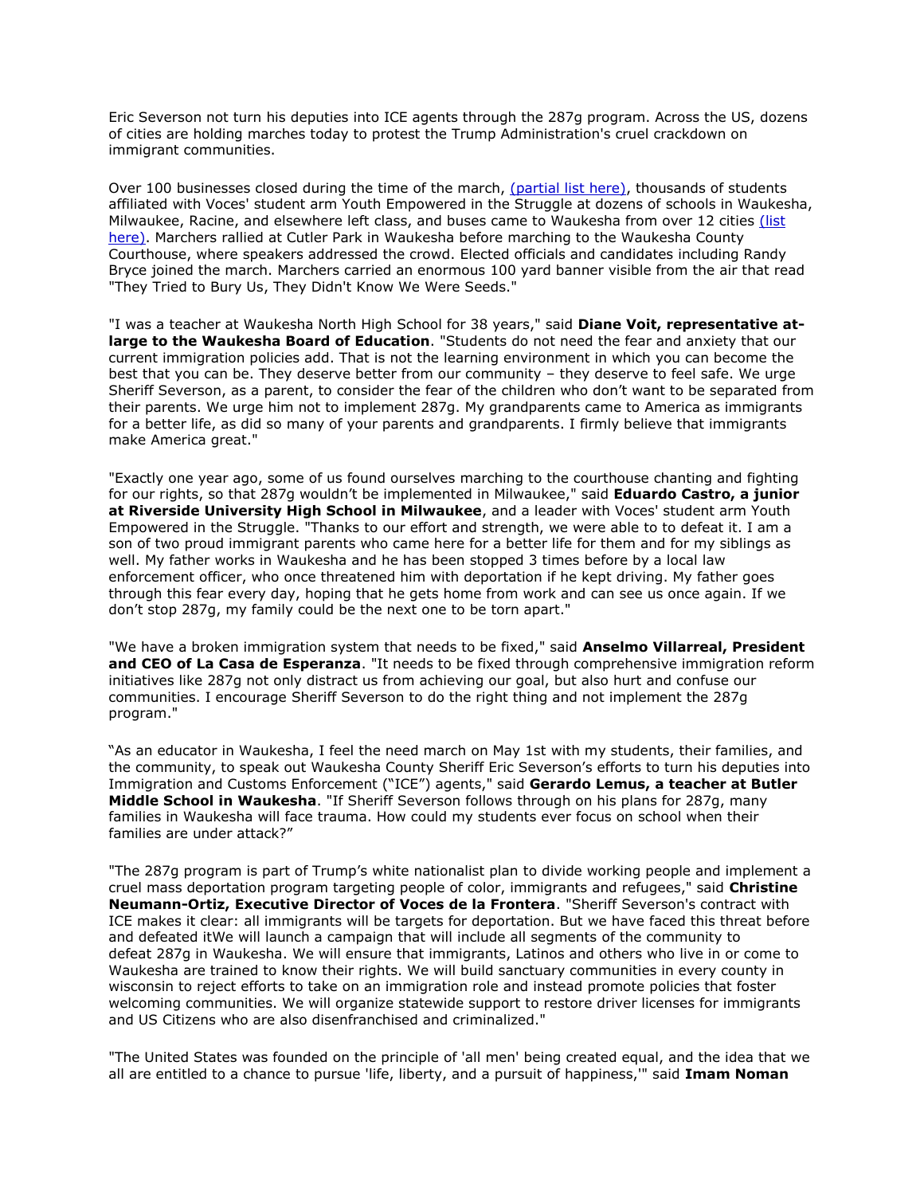Eric Severson not turn his deputies into ICE agents through the 287g program. Across the US, dozens of cities are holding marches today to protest the Trump Administration's cruel crackdown on immigrant communities.

Over 100 businesses closed during the time of the march, [(partial list here)], thousands of students affiliated with Voces' student arm Youth Empowered in the Struggle at dozens of schools in Waukesha, Milwaukee, Racine, and elsewhere left class, and buses came to Waukesha from over 12 cities [(list here)]. Marchers rallied at Cutler Park in Waukesha before marching to the Waukesha County Courthouse, where speakers addressed the crowd. Elected officials and candidates including Randy Bryce joined the march. Marchers carried an enormous 100 yard banner visible from the air that read "They Tried to Bury Us, They Didn't Know We Were Seeds."

"I was a teacher at Waukesha North High School for 38 years," said **Diane Voit, representative at-large to the Waukesha Board of Education**. "Students do not need the fear and anxiety that our current immigration policies add. That is not the learning environment in which you can become the best that you can be. They deserve better from our community – they deserve to feel safe. We urge Sheriff Severson, as a parent, to consider the fear of the children who don't want to be separated from their parents. We urge him not to implement 287g. My grandparents came to America as immigrants for a better life, as did so many of your parents and grandparents. I firmly believe that immigrants make America great."

"Exactly one year ago, some of us found ourselves marching to the courthouse chanting and fighting for our rights, so that 287g wouldn't be implemented in Milwaukee," said **Eduardo Castro, a junior at Riverside University High School in Milwaukee**, and a leader with Voces' student arm Youth Empowered in the Struggle. "Thanks to our effort and strength, we were able to to defeat it. I am a son of two proud immigrant parents who came here for a better life for them and for my siblings as well. My father works in Waukesha and he has been stopped 3 times before by a local law enforcement officer, who once threatened him with deportation if he kept driving. My father goes through this fear every day, hoping that he gets home from work and can see us once again. If we don't stop 287g, my family could be the next one to be torn apart."

"We have a broken immigration system that needs to be fixed," said **Anselmo Villarreal, President and CEO of La Casa de Esperanza**. "It needs to be fixed through comprehensive immigration reform initiatives like 287g not only distract us from achieving our goal, but also hurt and confuse our communities. I encourage Sheriff Severson to do the right thing and not implement the 287g program."

"As an educator in Waukesha, I feel the need march on May 1st with my students, their families, and the community, to speak out Waukesha County Sheriff Eric Severson's efforts to turn his deputies into Immigration and Customs Enforcement ("ICE") agents," said **Gerardo Lemus, a teacher at Butler Middle School in Waukesha**. "If Sheriff Severson follows through on his plans for 287g, many families in Waukesha will face trauma. How could my students ever focus on school when their families are under attack?"

"The 287g program is part of Trump's white nationalist plan to divide working people and implement a cruel mass deportation program targeting people of color, immigrants and refugees," said **Christine Neumann-Ortiz, Executive Director of Voces de la Frontera**. "Sheriff Severson's contract with ICE makes it clear: all immigrants will be targets for deportation. But we have faced this threat before and defeated itWe will launch a campaign that will include all segments of the community to defeat 287g in Waukesha. We will ensure that immigrants, Latinos and others who live in or come to Waukesha are trained to know their rights. We will build sanctuary communities in every county in wisconsin to reject efforts to take on an immigration role and instead promote policies that foster welcoming communities. We will organize statewide support to restore driver licenses for immigrants and US Citizens who are also disenfranchised and criminalized."

"The United States was founded on the principle of 'all men' being created equal, and the idea that we all are entitled to a chance to pursue 'life, liberty, and a pursuit of happiness,'" said **Imam Noman**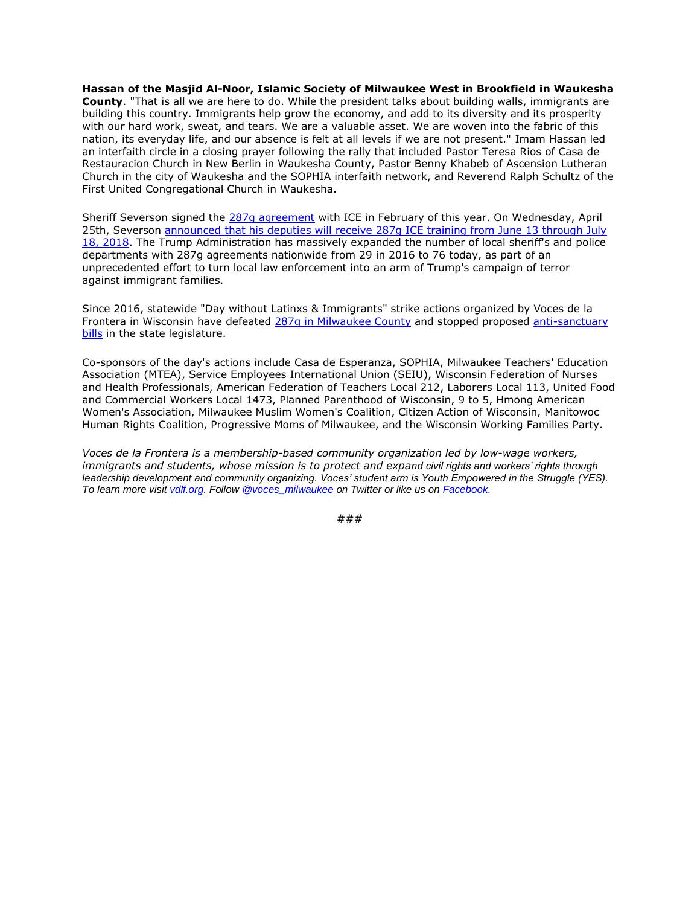**Hassan of the Masjid Al-Noor, Islamic Society of Milwaukee West in Brookfield in Waukesha County**. "That is all we are here to do. While the president talks about building walls, immigrants are building this country. Immigrants help grow the economy, and add to its diversity and its prosperity with our hard work, sweat, and tears. We are a valuable asset. We are woven into the fabric of this nation, its everyday life, and our absence is felt at all levels if we are not present." Imam Hassan led an interfaith circle in a closing prayer following the rally that included Pastor Teresa Rios of Casa de Restauracion Church in New Berlin in Waukesha County, Pastor Benny Khabeb of Ascension Lutheran Church in the city of Waukesha and the SOPHIA interfaith network, and Reverend Ralph Schultz of the First United Congregational Church in Waukesha.

Sheriff Severson signed the 287g agreement with ICE in February of this year. On Wednesday, April 25th, Severson announced that his deputies will receive 287g ICE training from June 13 through July 18, 2018. The Trump Administration has massively expanded the number of local sheriff's and police departments with 287g agreements nationwide from 29 in 2016 to 76 today, as part of an unprecedented effort to turn local law enforcement into an arm of Trump's campaign of terror against immigrant families.

Since 2016, statewide "Day without Latinxs & Immigrants" strike actions organized by Voces de la Frontera in Wisconsin have defeated 287g in Milwaukee County and stopped proposed anti-sanctuary bills in the state legislature.

Co-sponsors of the day's actions include Casa de Esperanza, SOPHIA, Milwaukee Teachers' Education Association (MTEA), Service Employees International Union (SEIU), Wisconsin Federation of Nurses and Health Professionals, American Federation of Teachers Local 212, Laborers Local 113, United Food and Commercial Workers Local 1473, Planned Parenthood of Wisconsin, 9 to 5, Hmong American Women's Association, Milwaukee Muslim Women's Coalition, Citizen Action of Wisconsin, Manitowoc Human Rights Coalition, Progressive Moms of Milwaukee, and the Wisconsin Working Families Party.

*Voces de la Frontera is a membership-based community organization led by low-wage workers, immigrants and students, whose mission is to protect and expand civil rights and workers' rights through leadership development and community organizing. Voces' student arm is Youth Empowered in the Struggle (YES). To learn more visit vdlf.org. Follow @voces_milwaukee on Twitter or like us on Facebook.*

###